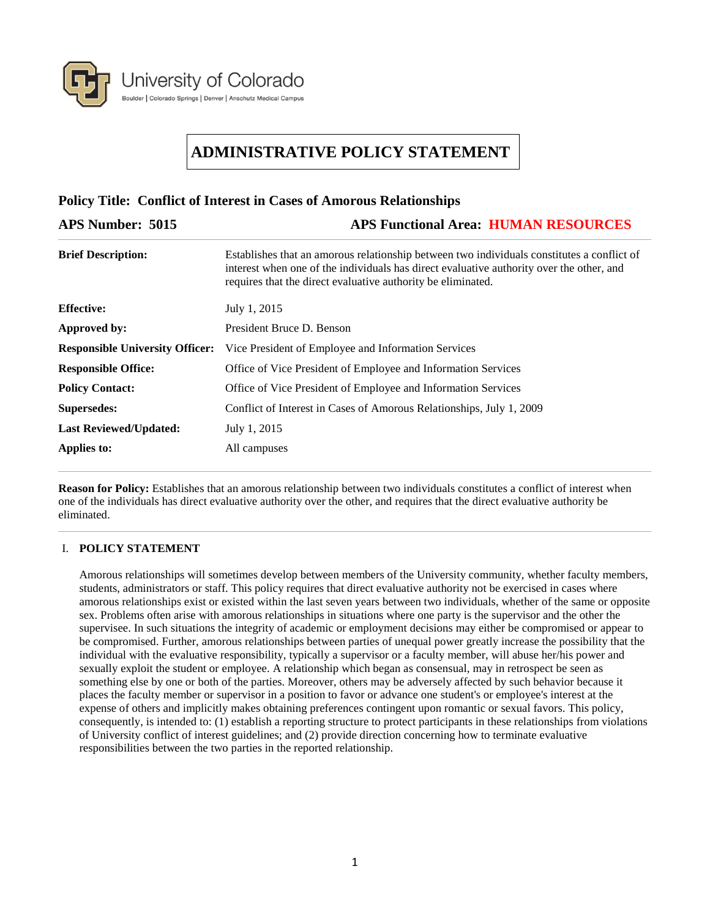University of Colorado

Boulder | Colorado Springs | Denver | Anschutz Medical Campus

# ADMINISTRATIVE POLICY STATEMENT

**Policy Title: Conflict of Interest in Cases of Amorous Relationships**

**APS Number: 5015** **APS Functional Area: HUMAN RESOURCES**

| | |
|---|---|
| **Brief Description:** | Establishes that an amorous relationship between two individuals constitutes a conflict of interest when one of the individuals has direct evaluative authority over the other, and requires that the direct evaluative authority be eliminated. |
| **Effective:** | July 1, 2015 |
| **Approved by:** | President Bruce D. Benson |
| **Responsible University Officer:** | Vice President of Employee and Information Services |
| **Responsible Office:** | Office of Vice President of Employee and Information Services |
| **Policy Contact:** | Office of Vice President of Employee and Information Services |
| **Supersedes:** | Conflict of Interest in Cases of Amorous Relationships, July 1, 2009 |
| **Last Reviewed/Updated:** | July 1, 2015 |
| **Applies to:** | All campuses |

**Reason for Policy:** Establishes that an amorous relationship between two individuals constitutes a conflict of interest when one of the individuals has direct evaluative authority over the other, and requires that the direct evaluative authority be eliminated.

## I. POLICY STATEMENT

Amorous relationships will sometimes develop between members of the University community, whether faculty members, students, administrators or staff. This policy requires that direct evaluative authority not be exercised in cases where amorous relationships exist or existed within the last seven years between two individuals, whether of the same or opposite sex. Problems often arise with amorous relationships in situations where one party is the supervisor and the other the supervisee. In such situations the integrity of academic or employment decisions may either be compromised or appear to be compromised. Further, amorous relationships between parties of unequal power greatly increase the possibility that the individual with the evaluative responsibility, typically a supervisor or a faculty member, will abuse her/his power and sexually exploit the student or employee. A relationship which began as consensual, may in retrospect be seen as something else by one or both of the parties. Moreover, others may be adversely affected by such behavior because it places the faculty member or supervisor in a position to favor or advance one student's or employee's interest at the expense of others and implicitly makes obtaining preferences contingent upon romantic or sexual favors. This policy, consequently, is intended to: (1) establish a reporting structure to protect participants in these relationships from violations of University conflict of interest guidelines; and (2) provide direction concerning how to terminate evaluative responsibilities between the two parties in the reported relationship.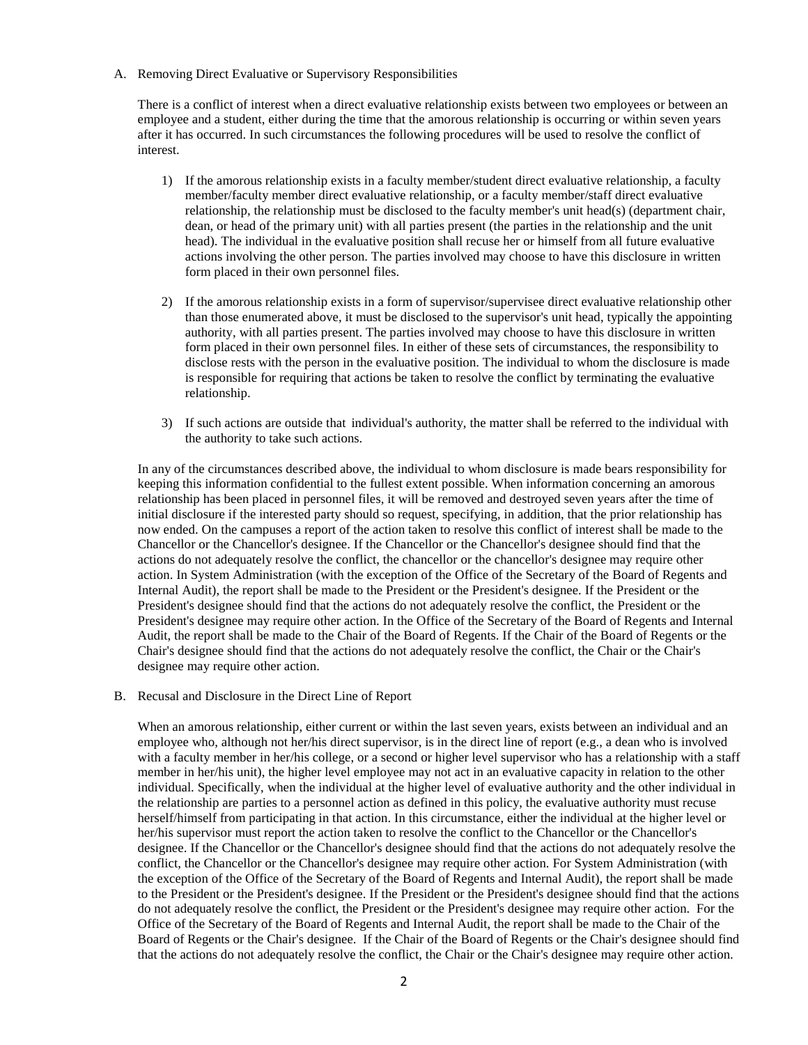A. Removing Direct Evaluative or Supervisory Responsibilities

There is a conflict of interest when a direct evaluative relationship exists between two employees or between an employee and a student, either during the time that the amorous relationship is occurring or within seven years after it has occurred. In such circumstances the following procedures will be used to resolve the conflict of interest.

1) If the amorous relationship exists in a faculty member/student direct evaluative relationship, a faculty member/faculty member direct evaluative relationship, or a faculty member/staff direct evaluative relationship, the relationship must be disclosed to the faculty member's unit head(s) (department chair, dean, or head of the primary unit) with all parties present (the parties in the relationship and the unit head). The individual in the evaluative position shall recuse her or himself from all future evaluative actions involving the other person. The parties involved may choose to have this disclosure in written form placed in their own personnel files.

2) If the amorous relationship exists in a form of supervisor/supervisee direct evaluative relationship other than those enumerated above, it must be disclosed to the supervisor's unit head, typically the appointing authority, with all parties present. The parties involved may choose to have this disclosure in written form placed in their own personnel files. In either of these sets of circumstances, the responsibility to disclose rests with the person in the evaluative position. The individual to whom the disclosure is made is responsible for requiring that actions be taken to resolve the conflict by terminating the evaluative relationship.

3) If such actions are outside that individual's authority, the matter shall be referred to the individual with the authority to take such actions.

In any of the circumstances described above, the individual to whom disclosure is made bears responsibility for keeping this information confidential to the fullest extent possible. When information concerning an amorous relationship has been placed in personnel files, it will be removed and destroyed seven years after the time of initial disclosure if the interested party should so request, specifying, in addition, that the prior relationship has now ended. On the campuses a report of the action taken to resolve this conflict of interest shall be made to the Chancellor or the Chancellor's designee. If the Chancellor or the Chancellor's designee should find that the actions do not adequately resolve the conflict, the chancellor or the chancellor's designee may require other action. In System Administration (with the exception of the Office of the Secretary of the Board of Regents and Internal Audit), the report shall be made to the President or the President's designee. If the President or the President's designee should find that the actions do not adequately resolve the conflict, the President or the President's designee may require other action. In the Office of the Secretary of the Board of Regents and Internal Audit, the report shall be made to the Chair of the Board of Regents. If the Chair of the Board of Regents or the Chair's designee should find that the actions do not adequately resolve the conflict, the Chair or the Chair's designee may require other action.

B. Recusal and Disclosure in the Direct Line of Report

When an amorous relationship, either current or within the last seven years, exists between an individual and an employee who, although not her/his direct supervisor, is in the direct line of report (e.g., a dean who is involved with a faculty member in her/his college, or a second or higher level supervisor who has a relationship with a staff member in her/his unit), the higher level employee may not act in an evaluative capacity in relation to the other individual. Specifically, when the individual at the higher level of evaluative authority and the other individual in the relationship are parties to a personnel action as defined in this policy, the evaluative authority must recuse herself/himself from participating in that action. In this circumstance, either the individual at the higher level or her/his supervisor must report the action taken to resolve the conflict to the Chancellor or the Chancellor's designee. If the Chancellor or the Chancellor's designee should find that the actions do not adequately resolve the conflict, the Chancellor or the Chancellor's designee may require other action. For System Administration (with the exception of the Office of the Secretary of the Board of Regents and Internal Audit), the report shall be made to the President or the President's designee. If the President or the President's designee should find that the actions do not adequately resolve the conflict, the President or the President's designee may require other action. For the Office of the Secretary of the Board of Regents and Internal Audit, the report shall be made to the Chair of the Board of Regents or the Chair's designee. If the Chair of the Board of Regents or the Chair's designee should find that the actions do not adequately resolve the conflict, the Chair or the Chair's designee may require other action.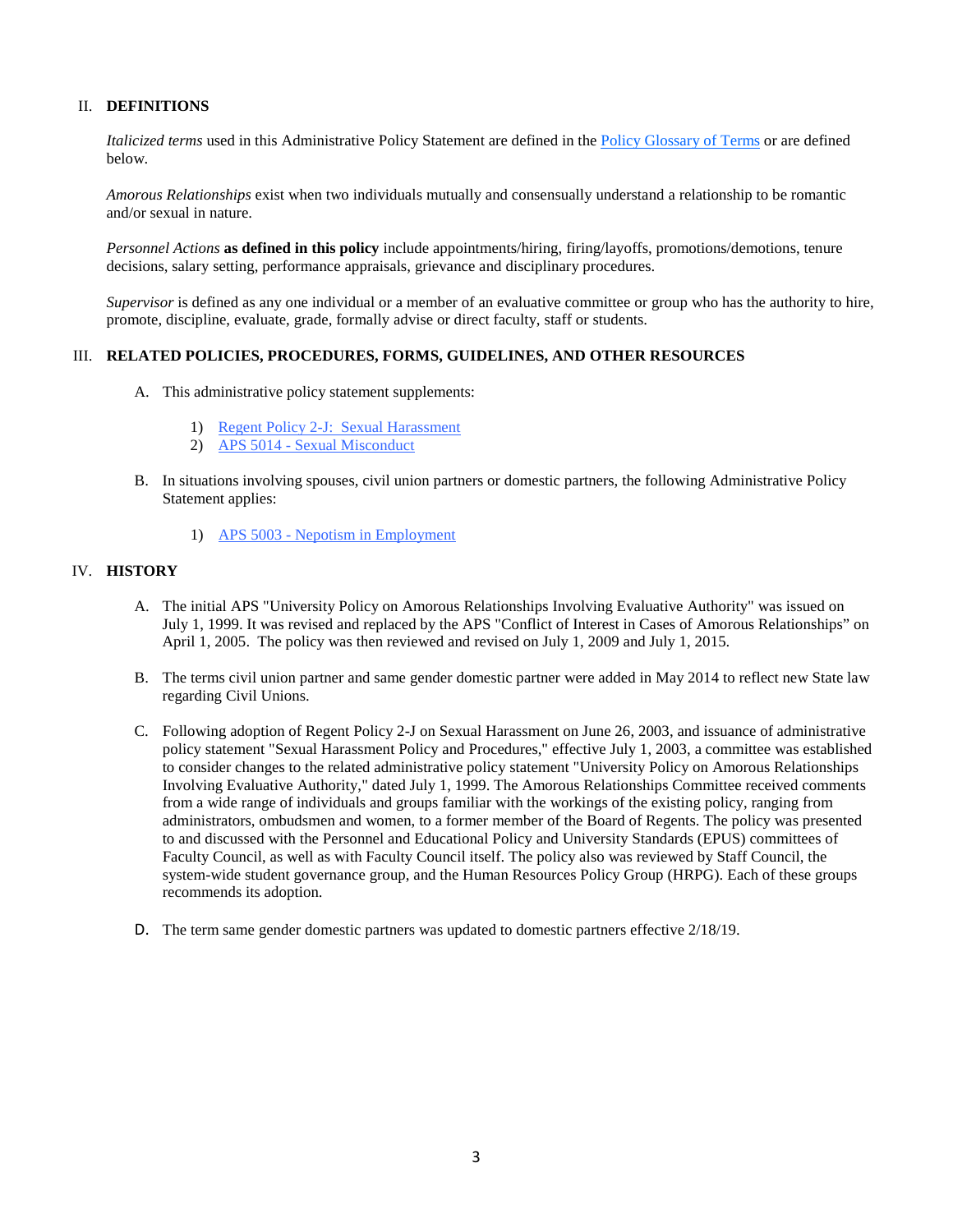## II. DEFINITIONS

*Italicized terms* used in this Administrative Policy Statement are defined in the [Policy Glossary of Terms] or are defined below.

*Amorous Relationships* exist when two individuals mutually and consensually understand a relationship to be romantic and/or sexual in nature.

*Personnel Actions* **as defined in this policy** include appointments/hiring, firing/layoffs, promotions/demotions, tenure decisions, salary setting, performance appraisals, grievance and disciplinary procedures.

*Supervisor* is defined as any one individual or a member of an evaluative committee or group who has the authority to hire, promote, discipline, evaluate, grade, formally advise or direct faculty, staff or students.

## III. RELATED POLICIES, PROCEDURES, FORMS, GUIDELINES, AND OTHER RESOURCES

A. This administrative policy statement supplements:

1) Regent Policy 2-J: Sexual Harassment
2) APS 5014 - Sexual Misconduct

B. In situations involving spouses, civil union partners or domestic partners, the following Administrative Policy Statement applies:

1) APS 5003 - Nepotism in Employment

## IV. HISTORY

A. The initial APS "University Policy on Amorous Relationships Involving Evaluative Authority" was issued on July 1, 1999. It was revised and replaced by the APS "Conflict of Interest in Cases of Amorous Relationships" on April 1, 2005. The policy was then reviewed and revised on July 1, 2009 and July 1, 2015.

B. The terms civil union partner and same gender domestic partner were added in May 2014 to reflect new State law regarding Civil Unions.

C. Following adoption of Regent Policy 2-J on Sexual Harassment on June 26, 2003, and issuance of administrative policy statement "Sexual Harassment Policy and Procedures," effective July 1, 2003, a committee was established to consider changes to the related administrative policy statement "University Policy on Amorous Relationships Involving Evaluative Authority," dated July 1, 1999. The Amorous Relationships Committee received comments from a wide range of individuals and groups familiar with the workings of the existing policy, ranging from administrators, ombudsmen and women, to a former member of the Board of Regents. The policy was presented to and discussed with the Personnel and Educational Policy and University Standards (EPUS) committees of Faculty Council, as well as with Faculty Council itself. The policy also was reviewed by Staff Council, the system-wide student governance group, and the Human Resources Policy Group (HRPG). Each of these groups recommends its adoption.

D. The term same gender domestic partners was updated to domestic partners effective 2/18/19.